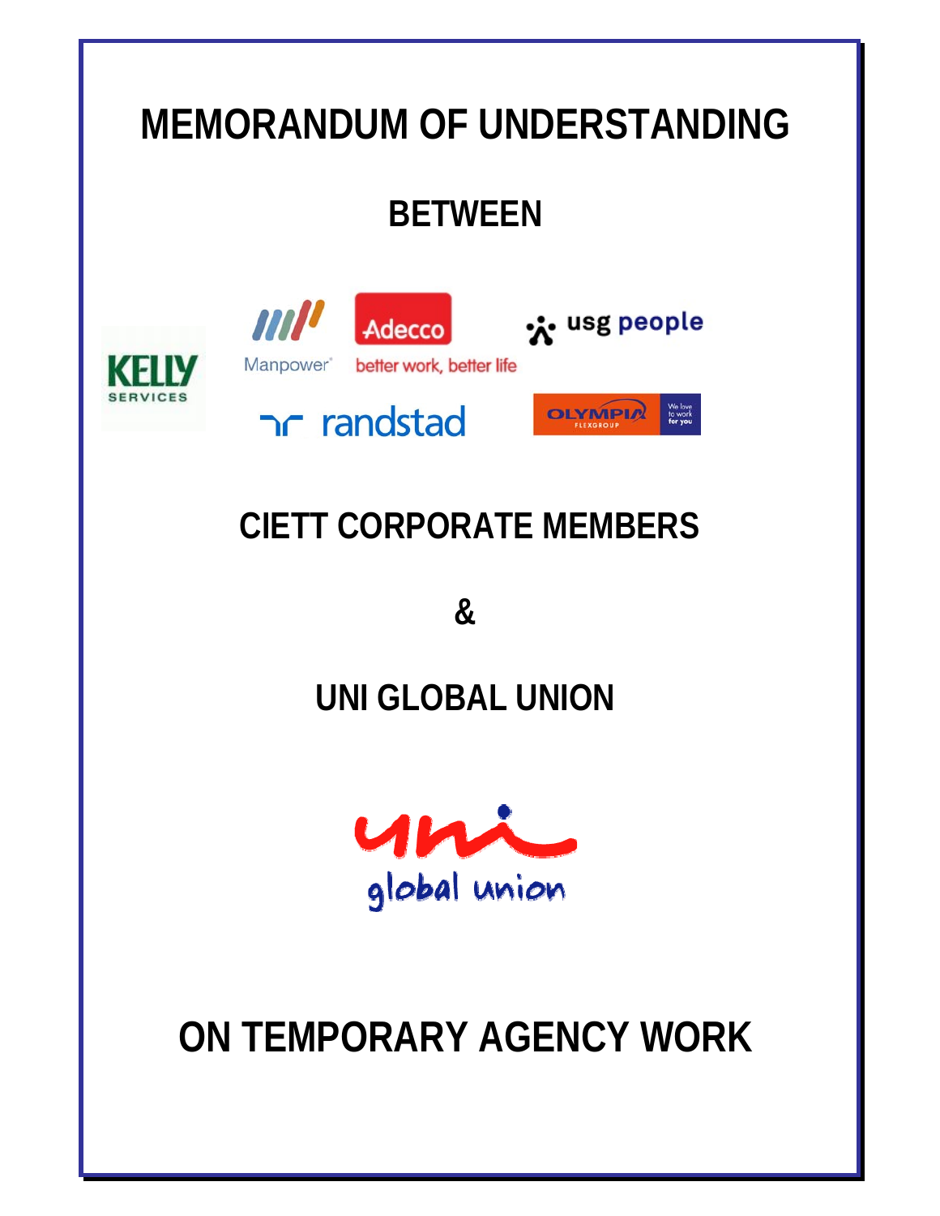# MEMORANDUM OF UNDERSTANDING

## BETWEEN

## CIETT CORPORATE MEMBERS

## &

## UNI GLOBAL UNION

# ON TEMPORARY AGENCY WORK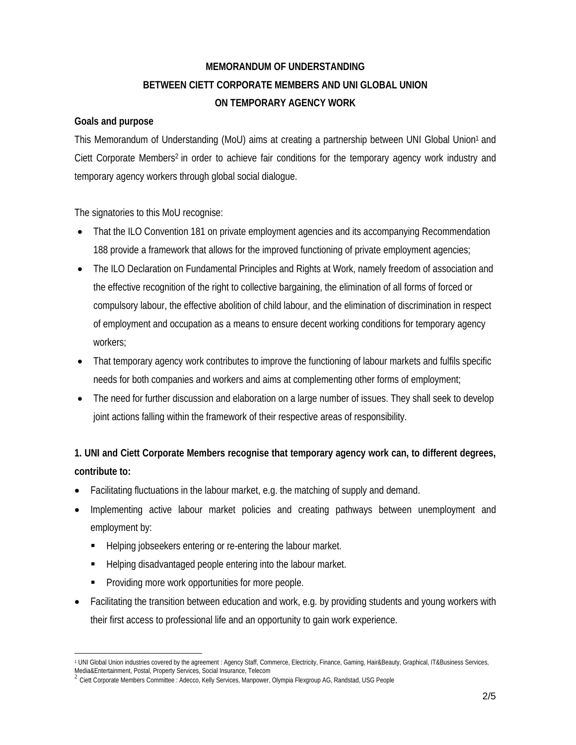**MEMORANDUM OF UNDERSTANDING**

**BETWEEN CIETT CORPORATE MEMBERS AND UNI GLOBAL UNION**

**ON TEMPORARY AGENCY WORK**

**Goals and purpose**

This Memorandum of Understanding (MoU) aims at creating a partnership between UNI Global Union[1] and Ciett Corporate Members[2] in order to achieve fair conditions for the temporary agency work industry and temporary agency workers through global social dialogue.

The signatories to this MoU recognise:

- That the ILO Convention 181 on private employment agencies and its accompanying Recommendation 188 provide a framework that allows for the improved functioning of private employment agencies;
- The ILO Declaration on Fundamental Principles and Rights at Work, namely freedom of association and the effective recognition of the right to collective bargaining, the elimination of all forms of forced or compulsory labour, the effective abolition of child labour, and the elimination of discrimination in respect of employment and occupation as a means to ensure decent working conditions for temporary agency workers;
- That temporary agency work contributes to improve the functioning of labour markets and fulfils specific needs for both companies and workers and aims at complementing other forms of employment;
- The need for further discussion and elaboration on a large number of issues. They shall seek to develop joint actions falling within the framework of their respective areas of responsibility.

**1. UNI and Ciett Corporate Members recognise that temporary agency work can, to different degrees, contribute to:**

- Facilitating fluctuations in the labour market, e.g. the matching of supply and demand.
- Implementing active labour market policies and creating pathways between unemployment and employment by:
  - Helping jobseekers entering or re-entering the labour market.
  - Helping disadvantaged people entering into the labour market.
  - Providing more work opportunities for more people.
- Facilitating the transition between education and work, e.g. by providing students and young workers with their first access to professional life and an opportunity to gain work experience.

---

[1] UNI Global Union industries covered by the agreement : Agency Staff, Commerce, Electricity, Finance, Gaming, Hair&Beauty, Graphical, IT&Business Services, Media&Entertainment, Postal, Property Services, Social Insurance, Telecom

[2] Ciett Corporate Members Committee : Adecco, Kelly Services, Manpower, Olympia Flexgroup AG, Randstad, USG People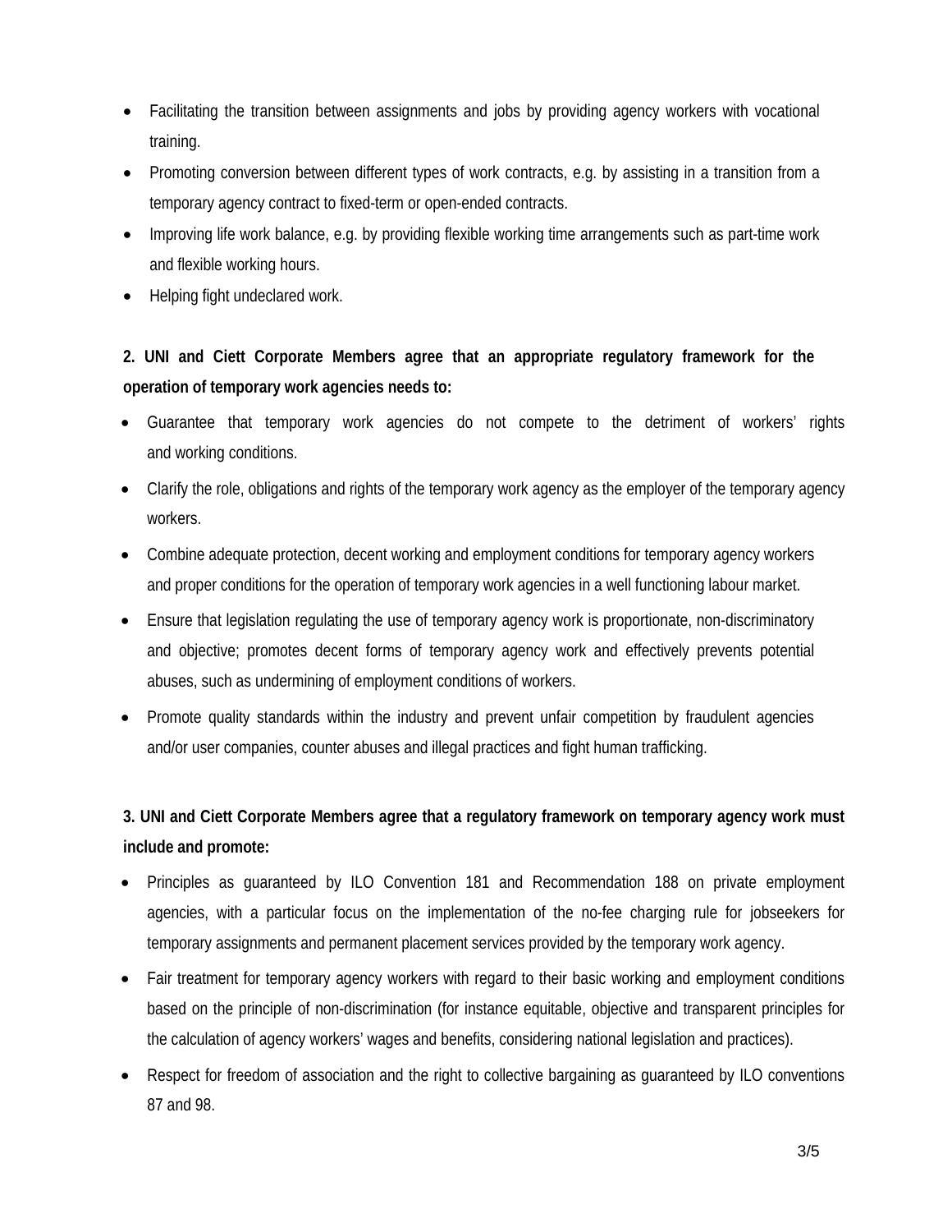- Facilitating the transition between assignments and jobs by providing agency workers with vocational training.
- Promoting conversion between different types of work contracts, e.g. by assisting in a transition from a temporary agency contract to fixed-term or open-ended contracts.
- Improving life work balance, e.g. by providing flexible working time arrangements such as part-time work and flexible working hours.
- Helping fight undeclared work.

**2. UNI and Ciett Corporate Members agree that an appropriate regulatory framework for the operation of temporary work agencies needs to:**

- Guarantee that temporary work agencies do not compete to the detriment of workers' rights and working conditions.
- Clarify the role, obligations and rights of the temporary work agency as the employer of the temporary agency workers.
- Combine adequate protection, decent working and employment conditions for temporary agency workers and proper conditions for the operation of temporary work agencies in a well functioning labour market.
- Ensure that legislation regulating the use of temporary agency work is proportionate, non-discriminatory and objective; promotes decent forms of temporary agency work and effectively prevents potential abuses, such as undermining of employment conditions of workers.
- Promote quality standards within the industry and prevent unfair competition by fraudulent agencies and/or user companies, counter abuses and illegal practices and fight human trafficking.

**3. UNI and Ciett Corporate Members agree that a regulatory framework on temporary agency work must include and promote:**

- Principles as guaranteed by ILO Convention 181 and Recommendation 188 on private employment agencies, with a particular focus on the implementation of the no-fee charging rule for jobseekers for temporary assignments and permanent placement services provided by the temporary work agency.
- Fair treatment for temporary agency workers with regard to their basic working and employment conditions based on the principle of non-discrimination (for instance equitable, objective and transparent principles for the calculation of agency workers' wages and benefits, considering national legislation and practices).
- Respect for freedom of association and the right to collective bargaining as guaranteed by ILO conventions 87 and 98.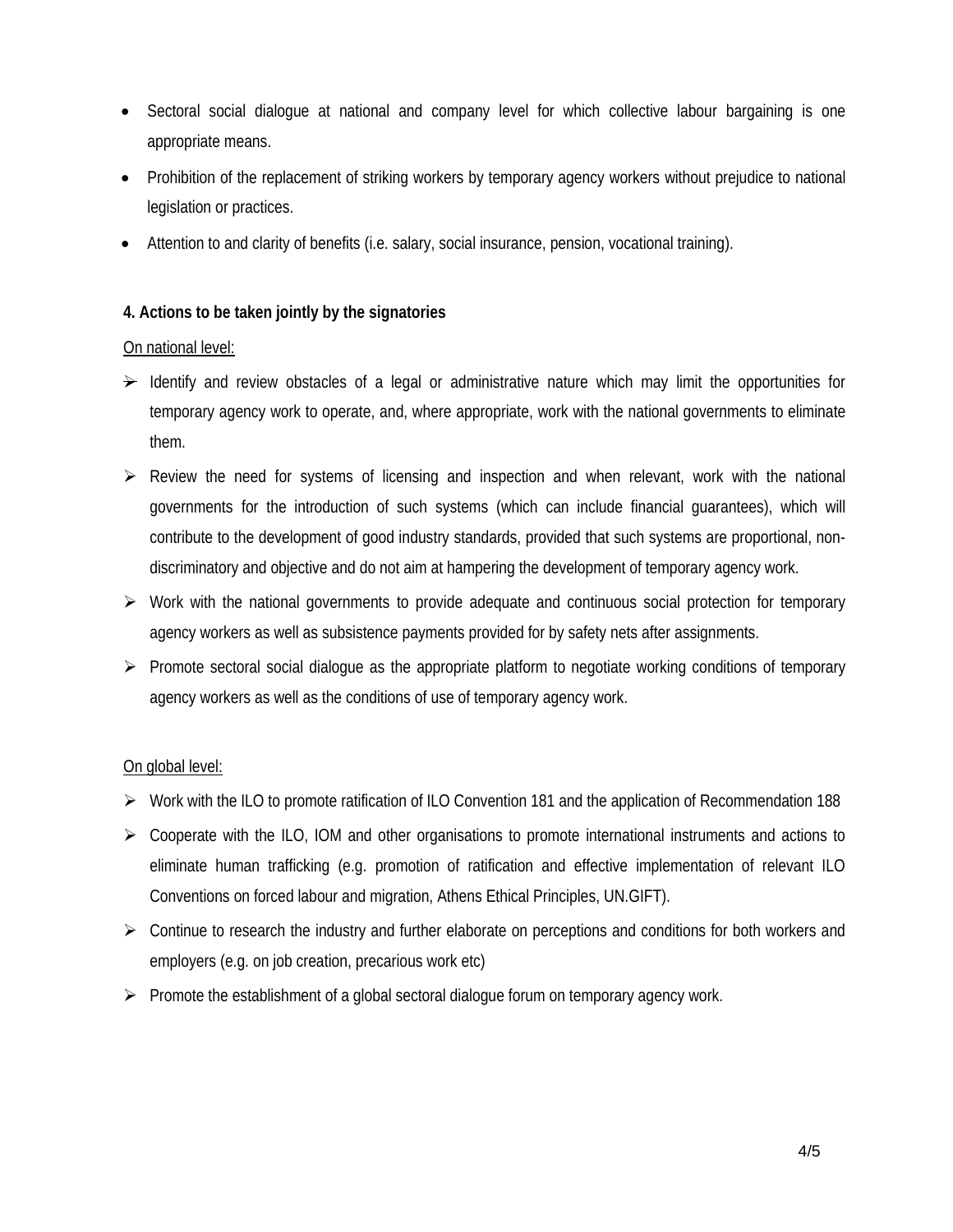- Sectoral social dialogue at national and company level for which collective labour bargaining is one appropriate means.
- Prohibition of the replacement of striking workers by temporary agency workers without prejudice to national legislation or practices.
- Attention to and clarity of benefits (i.e. salary, social insurance, pension, vocational training).

**4. Actions to be taken jointly by the signatories**

On national level:

- Identify and review obstacles of a legal or administrative nature which may limit the opportunities for temporary agency work to operate, and, where appropriate, work with the national governments to eliminate them.
- Review the need for systems of licensing and inspection and when relevant, work with the national governments for the introduction of such systems (which can include financial guarantees), which will contribute to the development of good industry standards, provided that such systems are proportional, non-discriminatory and objective and do not aim at hampering the development of temporary agency work.
- Work with the national governments to provide adequate and continuous social protection for temporary agency workers as well as subsistence payments provided for by safety nets after assignments.
- Promote sectoral social dialogue as the appropriate platform to negotiate working conditions of temporary agency workers as well as the conditions of use of temporary agency work.

On global level:

- Work with the ILO to promote ratification of ILO Convention 181 and the application of Recommendation 188
- Cooperate with the ILO, IOM and other organisations to promote international instruments and actions to eliminate human trafficking (e.g. promotion of ratification and effective implementation of relevant ILO Conventions on forced labour and migration, Athens Ethical Principles, UN.GIFT).
- Continue to research the industry and further elaborate on perceptions and conditions for both workers and employers (e.g. on job creation, precarious work etc)
- Promote the establishment of a global sectoral dialogue forum on temporary agency work.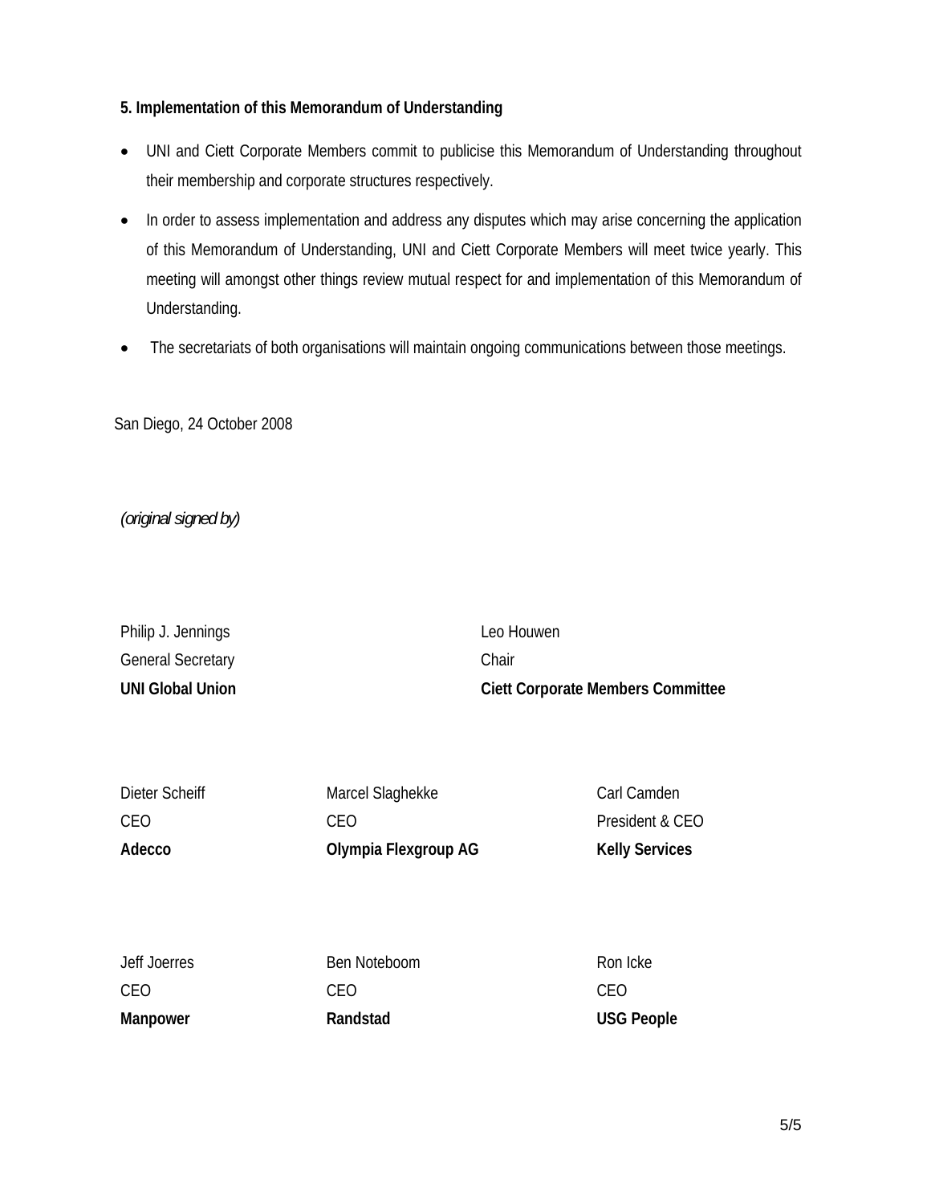**5. Implementation of this Memorandum of Understanding**

- UNI and Ciett Corporate Members commit to publicise this Memorandum of Understanding throughout their membership and corporate structures respectively.
- In order to assess implementation and address any disputes which may arise concerning the application of this Memorandum of Understanding, UNI and Ciett Corporate Members will meet twice yearly. This meeting will amongst other things review mutual respect for and implementation of this Memorandum of Understanding.
- The secretariats of both organisations will maintain ongoing communications between those meetings.

San Diego, 24 October 2008

*(original signed by)*

Philip J. Jennings
General Secretary
**UNI Global Union**

Leo Houwen
Chair
**Ciett Corporate Members Committee**

Dieter Scheiff
CEO
**Adecco**

Marcel Slaghekke
CEO
**Olympia Flexgroup AG**

Carl Camden
President & CEO
**Kelly Services**

Jeff Joerres
CEO
**Manpower**

Ben Noteboom
CEO
**Randstad**

Ron Icke
CEO
**USG People**